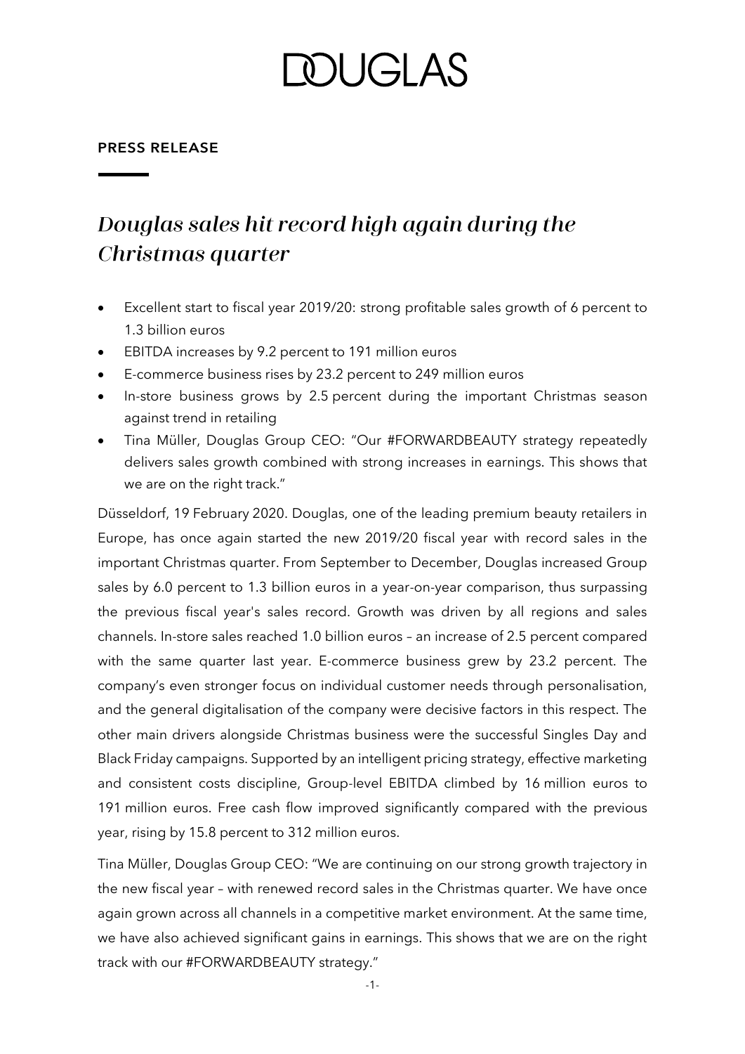# DOUGLAS

**PRESS RELEASE**

## *Douglas sales hit record high again during the Christmas quarter*

- Excellent start to fiscal year 2019/20: strong profitable sales growth of 6 percent to 1.3 billion euros
- EBITDA increases by 9.2 percent to 191 million euros
- E-commerce business rises by 23.2 percent to 249 million euros
- In-store business grows by 2.5 percent during the important Christmas season against trend in retailing
- Tina Müller, Douglas Group CEO: "Our #FORWARDBEAUTY strategy repeatedly delivers sales growth combined with strong increases in earnings. This shows that we are on the right track."

Düsseldorf, 19 February 2020. Douglas, one of the leading premium beauty retailers in Europe, has once again started the new 2019/20 fiscal year with record sales in the important Christmas quarter. From September to December, Douglas increased Group sales by 6.0 percent to 1.3 billion euros in a year-on-year comparison, thus surpassing the previous fiscal year's sales record. Growth was driven by all regions and sales channels. In-store sales reached 1.0 billion euros – an increase of 2.5 percent compared with the same quarter last year. E-commerce business grew by 23.2 percent. The company's even stronger focus on individual customer needs through personalisation, and the general digitalisation of the company were decisive factors in this respect. The other main drivers alongside Christmas business were the successful Singles Day and Black Friday campaigns. Supported by an intelligent pricing strategy, effective marketing and consistent costs discipline, Group-level EBITDA climbed by 16 million euros to 191 million euros. Free cash flow improved significantly compared with the previous year, rising by 15.8 percent to 312 million euros.

Tina Müller, Douglas Group CEO: "We are continuing on our strong growth trajectory in the new fiscal year – with renewed record sales in the Christmas quarter. We have once again grown across all channels in a competitive market environment. At the same time, we have also achieved significant gains in earnings. This shows that we are on the right track with our #FORWARDBEAUTY strategy."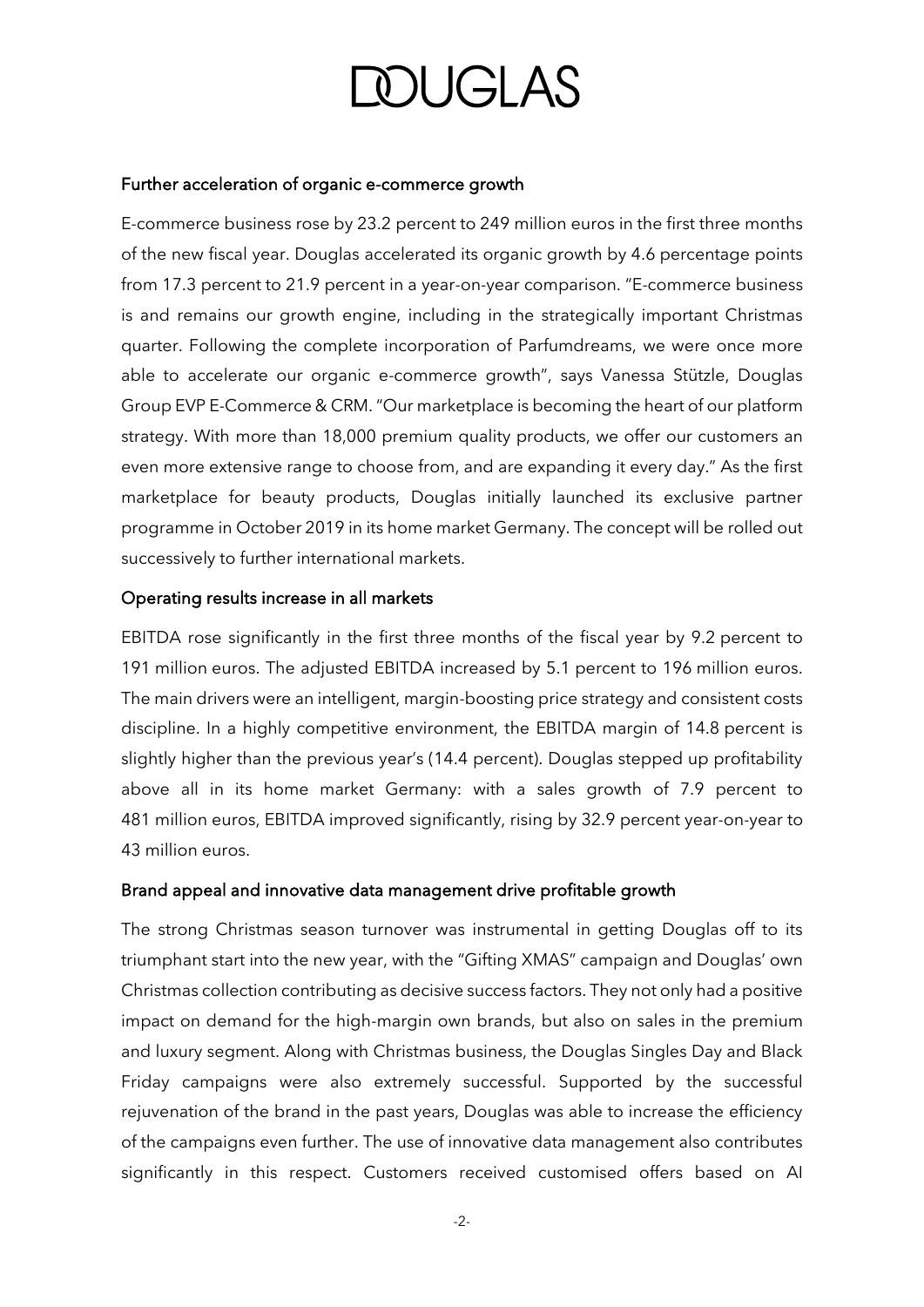### Further acceleration of organic e-commerce growth

E-commerce business rose by 23.2 percent to 249 million euros in the first three months of the new fiscal year. Douglas accelerated its organic growth by 4.6 percentage points from 17.3 percent to 21.9 percent in a year-on-year comparison. "E-commerce business is and remains our growth engine, including in the strategically important Christmas quarter. Following the complete incorporation of Parfumdreams, we were once more able to accelerate our organic e-commerce growth", says Vanessa Stützle, Douglas Group EVP E-Commerce & CRM. "Our marketplace is becoming the heart of our platform strategy. With more than 18,000 premium quality products, we offer our customers an even more extensive range to choose from, and are expanding it every day." As the first marketplace for beauty products, Douglas initially launched its exclusive partner programme in October 2019 in its home market Germany. The concept will be rolled out successively to further international markets.

### Operating results increase in all markets

EBITDA rose significantly in the first three months of the fiscal year by 9.2 percent to 191 million euros. The adjusted EBITDA increased by 5.1 percent to 196 million euros. The main drivers were an intelligent, margin-boosting price strategy and consistent costs discipline. In a highly competitive environment, the EBITDA margin of 14.8 percent is slightly higher than the previous year's (14.4 percent). Douglas stepped up profitability above all in its home market Germany: with a sales growth of 7.9 percent to 481 million euros, EBITDA improved significantly, rising by 32.9 percent year-on-year to 43 million euros.

### Brand appeal and innovative data management drive profitable growth

The strong Christmas season turnover was instrumental in getting Douglas off to its triumphant start into the new year, with the "Gifting XMAS" campaign and Douglas' own Christmas collection contributing as decisive success factors. They not only had a positive impact on demand for the high-margin own brands, but also on sales in the premium and luxury segment. Along with Christmas business, the Douglas Singles Day and Black Friday campaigns were also extremely successful. Supported by the successful rejuvenation of the brand in the past years, Douglas was able to increase the efficiency of the campaigns even further. The use of innovative data management also contributes significantly in this respect. Customers received customised offers based on AI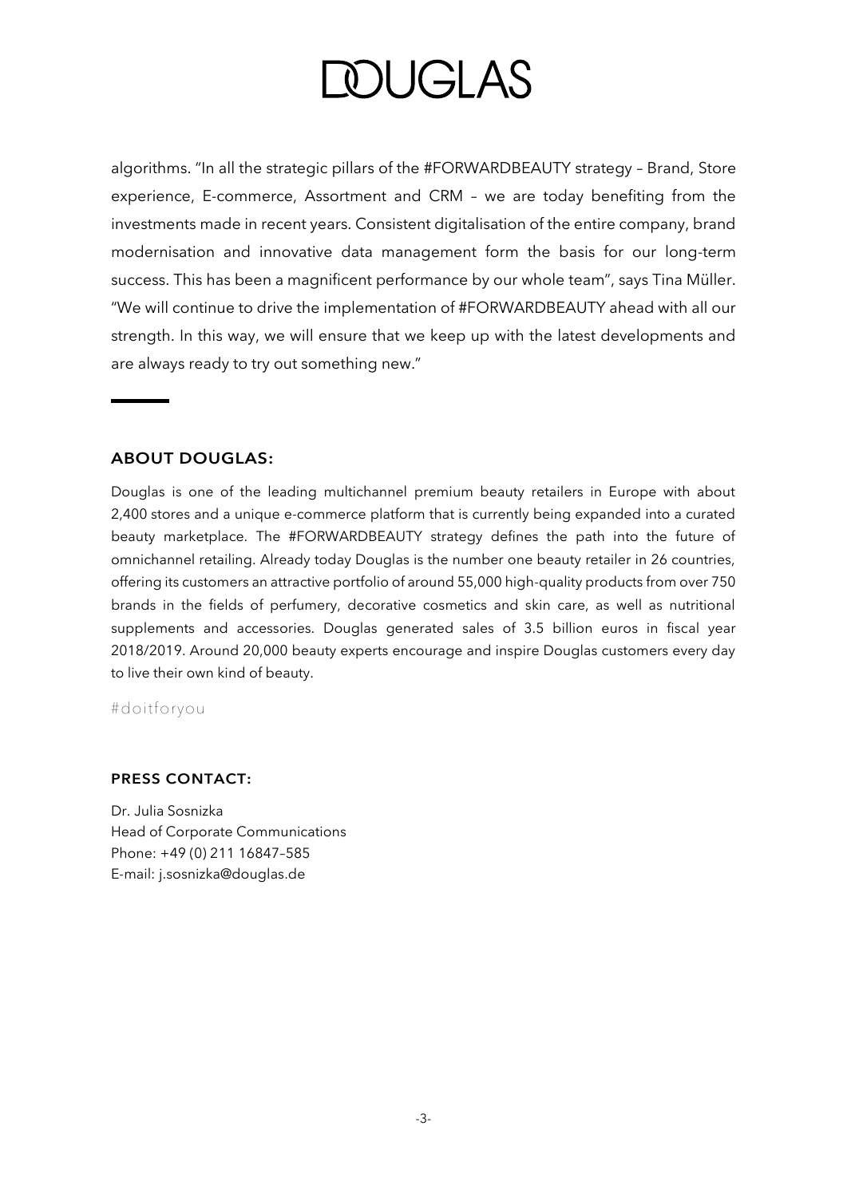algorithms. "In all the strategic pillars of the #FORWARDBEAUTY strategy – Brand, Store experience, E-commerce, Assortment and CRM – we are today benefiting from the investments made in recent years. Consistent digitalisation of the entire company, brand modernisation and innovative data management form the basis for our long-term success. This has been a magnificent performance by our whole team", says Tina Müller. "We will continue to drive the implementation of #FORWARDBEAUTY ahead with all our strength. In this way, we will ensure that we keep up with the latest developments and are always ready to try out something new."

## ABOUT DOUGLAS:

Douglas is one of the leading multichannel premium beauty retailers in Europe with about 2,400 stores and a unique e-commerce platform that is currently being expanded into a curated beauty marketplace. The #FORWARDBEAUTY strategy defines the path into the future of omnichannel retailing. Already today Douglas is the number one beauty retailer in 26 countries, offering its customers an attractive portfolio of around 55,000 high-quality products from over 750 brands in the fields of perfumery, decorative cosmetics and skin care, as well as nutritional supplements and accessories. Douglas generated sales of 3.5 billion euros in fiscal year 2018/2019. Around 20,000 beauty experts encourage and inspire Douglas customers every day to live their own kind of beauty.

#doitforyou

### PRESS CONTACT:

Dr. Julia Sosnizka
Head of Corporate Communications
Phone: +49 (0) 211 16847–585
E-mail: j.sosnizka@douglas.de